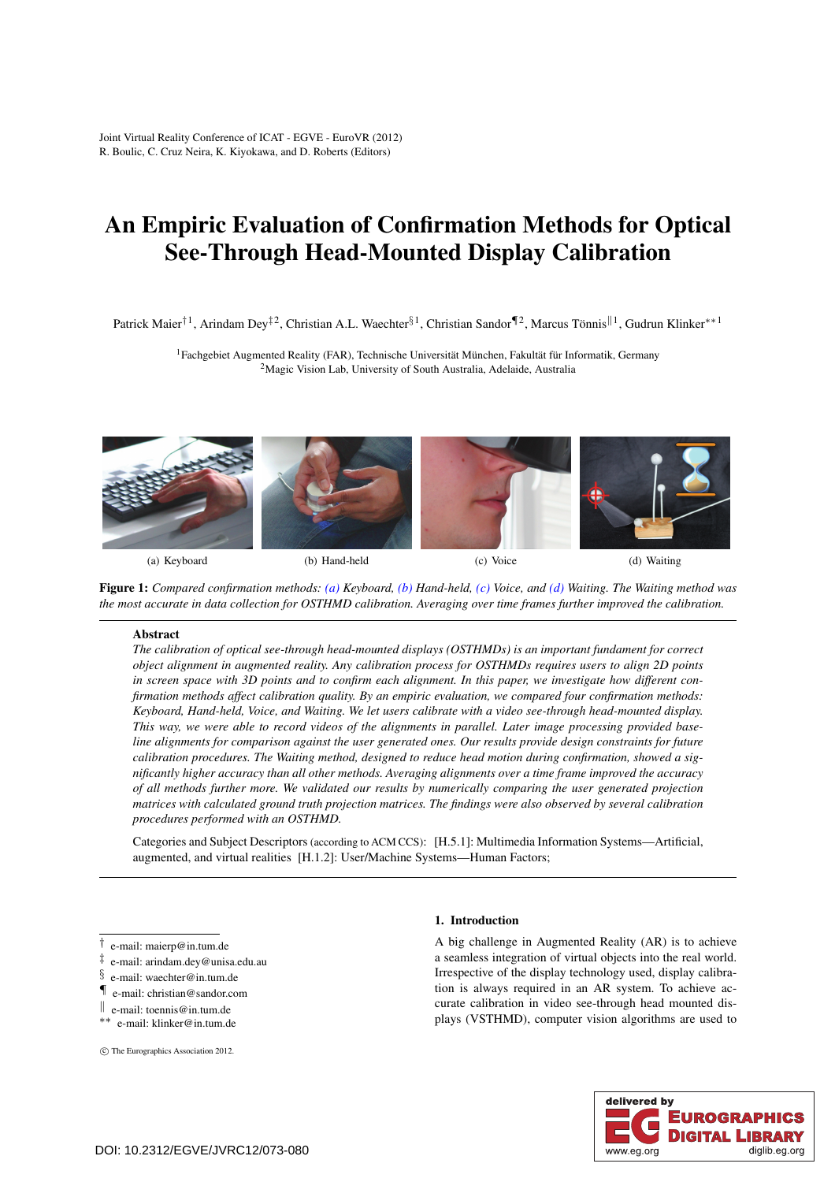Joint Virtual Reality Conference of ICAT - EGVE - EuroVR (2012)
R. Boulic, C. Cruz Neira, K. Kiyokawa, and D. Roberts (Editors)

# An Empiric Evaluation of Confirmation Methods for Optical See-Through Head-Mounted Display Calibration

Patrick Maier[†1], Arindam Dey[‡2], Christian A.L. Waechter[§1], Christian Sandor[¶2], Marcus Tönnis[‖1], Gudrun Klinker[**1]

[1]Fachgebiet Augmented Reality (FAR), Technische Universität München, Fakultät für Informatik, Germany
[2]Magic Vision Lab, University of South Australia, Adelaide, Australia

(a) Keyboard (b) Hand-held (c) Voice (d) Waiting

**Figure 1:** *Compared confirmation methods: (a) Keyboard, (b) Hand-held, (c) Voice, and (d) Waiting. The Waiting method was the most accurate in data collection for OSTHMD calibration. Averaging over time frames further improved the calibration.*

**Abstract**

*The calibration of optical see-through head-mounted displays (OSTHMDs) is an important fundament for correct object alignment in augmented reality. Any calibration process for OSTHMDs requires users to align 2D points in screen space with 3D points and to confirm each alignment. In this paper, we investigate how different confirmation methods affect calibration quality. By an empiric evaluation, we compared four confirmation methods: Keyboard, Hand-held, Voice, and Waiting. We let users calibrate with a video see-through head-mounted display. This way, we were able to record videos of the alignments in parallel. Later image processing provided baseline alignments for comparison against the user generated ones. Our results provide design constraints for future calibration procedures. The Waiting method, designed to reduce head motion during confirmation, showed a significantly higher accuracy than all other methods. Averaging alignments over a time frame improved the accuracy of all methods further more. We validated our results by numerically comparing the user generated projection matrices with calculated ground truth projection matrices. The findings were also observed by several calibration procedures performed with an OSTHMD.*

Categories and Subject Descriptors (according to ACM CCS): [H.5.1]: Multimedia Information Systems—Artificial, augmented, and virtual realities [H.1.2]: User/Machine Systems—Human Factors;

## 1. Introduction

A big challenge in Augmented Reality (AR) is to achieve a seamless integration of virtual objects into the real world. Irrespective of the display technology used, display calibration is always required in an AR system. To achieve accurate calibration in video see-through head mounted displays (VSTHMD), computer vision algorithms are used to

† e-mail: maierp@in.tum.de
‡ e-mail: arindam.dey@unisa.edu.au
§ e-mail: waechter@in.tum.de
¶ e-mail: christian@sandor.com
‖ e-mail: toennis@in.tum.de
** e-mail: klinker@in.tum.de

© The Eurographics Association 2012.

DOI: 10.2312/EGVE/JVRC12/073-080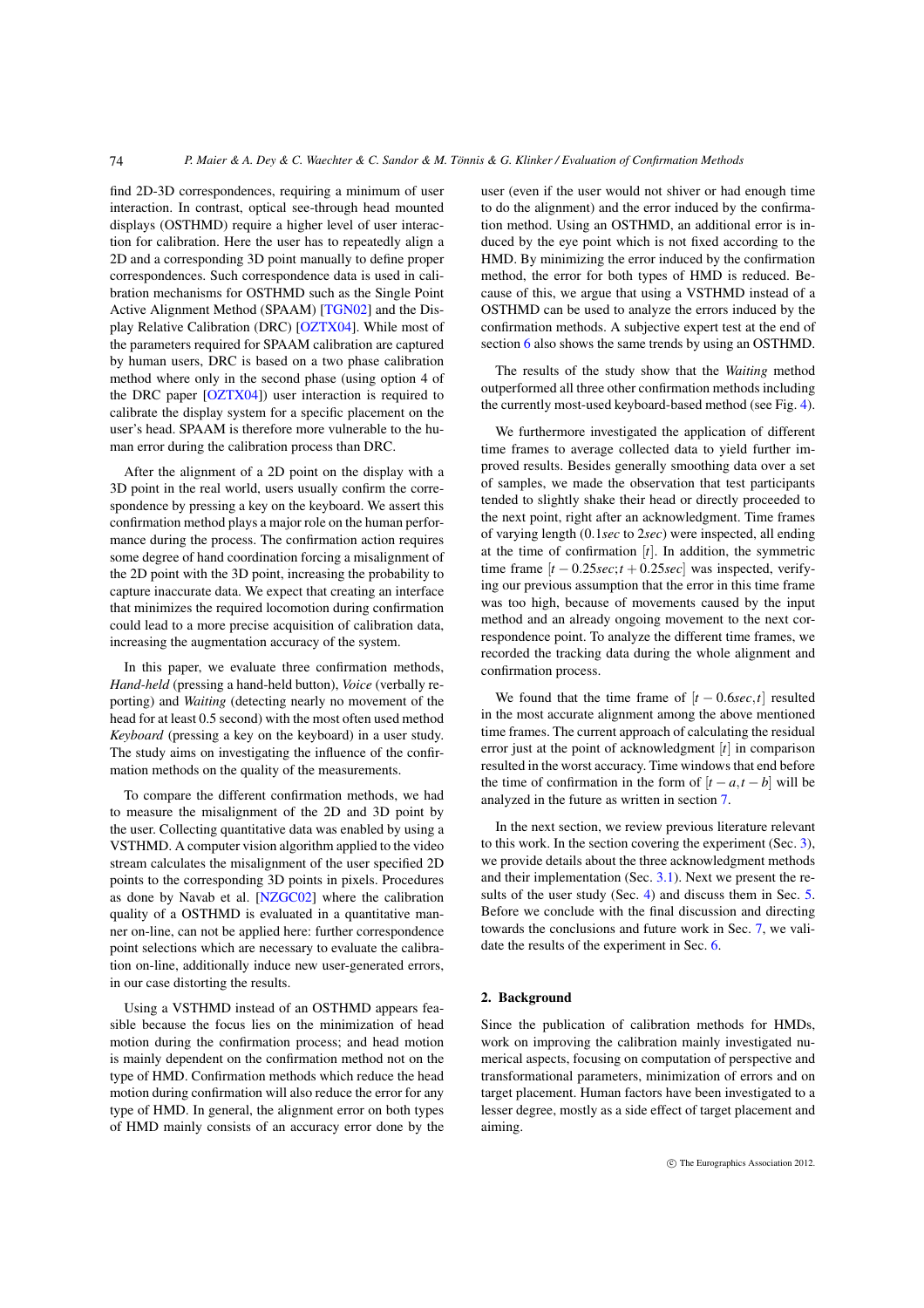find 2D-3D correspondences, requiring a minimum of user interaction. In contrast, optical see-through head mounted displays (OSTHMD) require a higher level of user interaction for calibration. Here the user has to repeatedly align a 2D and a corresponding 3D point manually to define proper correspondences. Such correspondence data is used in calibration mechanisms for OSTHMD such as the Single Point Active Alignment Method (SPAAM) [TGN02] and the Display Relative Calibration (DRC) [OZTX04]. While most of the parameters required for SPAAM calibration are captured by human users, DRC is based on a two phase calibration method where only in the second phase (using option 4 of the DRC paper [OZTX04]) user interaction is required to calibrate the display system for a specific placement on the user's head. SPAAM is therefore more vulnerable to the human error during the calibration process than DRC.

After the alignment of a 2D point on the display with a 3D point in the real world, users usually confirm the correspondence by pressing a key on the keyboard. We assert this confirmation method plays a major role on the human performance during the process. The confirmation action requires some degree of hand coordination forcing a misalignment of the 2D point with the 3D point, increasing the probability to capture inaccurate data. We expect that creating an interface that minimizes the required locomotion during confirmation could lead to a more precise acquisition of calibration data, increasing the augmentation accuracy of the system.

In this paper, we evaluate three confirmation methods, *Hand-held* (pressing a hand-held button), *Voice* (verbally reporting) and *Waiting* (detecting nearly no movement of the head for at least 0.5 second) with the most often used method *Keyboard* (pressing a key on the keyboard) in a user study. The study aims on investigating the influence of the confirmation methods on the quality of the measurements.

To compare the different confirmation methods, we had to measure the misalignment of the 2D and 3D point by the user. Collecting quantitative data was enabled by using a VSTHMD. A computer vision algorithm applied to the video stream calculates the misalignment of the user specified 2D points to the corresponding 3D points in pixels. Procedures as done by Navab et al. [NZGC02] where the calibration quality of a OSTHMD is evaluated in a quantitative manner on-line, can not be applied here: further correspondence point selections which are necessary to evaluate the calibration on-line, additionally induce new user-generated errors, in our case distorting the results.

Using a VSTHMD instead of an OSTHMD appears feasible because the focus lies on the minimization of head motion during the confirmation process; and head motion is mainly dependent on the confirmation method not on the type of HMD. Confirmation methods which reduce the head motion during confirmation will also reduce the error for any type of HMD. In general, the alignment error on both types of HMD mainly consists of an accuracy error done by the user (even if the user would not shiver or had enough time to do the alignment) and the error induced by the confirmation method. Using an OSTHMD, an additional error is induced by the eye point which is not fixed according to the HMD. By minimizing the error induced by the confirmation method, the error for both types of HMD is reduced. Because of this, we argue that using a VSTHMD instead of a OSTHMD can be used to analyze the errors induced by the confirmation methods. A subjective expert test at the end of section 6 also shows the same trends by using an OSTHMD.

The results of the study show that the *Waiting* method outperformed all three other confirmation methods including the currently most-used keyboard-based method (see Fig. 4).

We furthermore investigated the application of different time frames to average collected data to yield further improved results. Besides generally smoothing data over a set of samples, we made the observation that test participants tended to slightly shake their head or directly proceeded to the next point, right after an acknowledgment. Time frames of varying length ($0.1sec$ to $2sec$) were inspected, all ending at the time of confirmation $[t]$. In addition, the symmetric time frame $[t-0.25sec; t+0.25sec]$ was inspected, verifying our previous assumption that the error in this time frame was too high, because of movements caused by the input method and an already ongoing movement to the next correspondence point. To analyze the different time frames, we recorded the tracking data during the whole alignment and confirmation process.

We found that the time frame of $[t-0.6sec, t]$ resulted in the most accurate alignment among the above mentioned time frames. The current approach of calculating the residual error just at the point of acknowledgment $[t]$ in comparison resulted in the worst accuracy. Time windows that end before the time of confirmation in the form of $[t-a, t-b]$ will be analyzed in the future as written in section 7.

In the next section, we review previous literature relevant to this work. In the section covering the experiment (Sec. 3), we provide details about the three acknowledgment methods and their implementation (Sec. 3.1). Next we present the results of the user study (Sec. 4) and discuss them in Sec. 5. Before we conclude with the final discussion and directing towards the conclusions and future work in Sec. 7, we validate the results of the experiment in Sec. 6.

## 2. Background

Since the publication of calibration methods for HMDs, work on improving the calibration mainly investigated numerical aspects, focusing on computation of perspective and transformational parameters, minimization of errors and on target placement. Human factors have been investigated to a lesser degree, mostly as a side effect of target placement and aiming.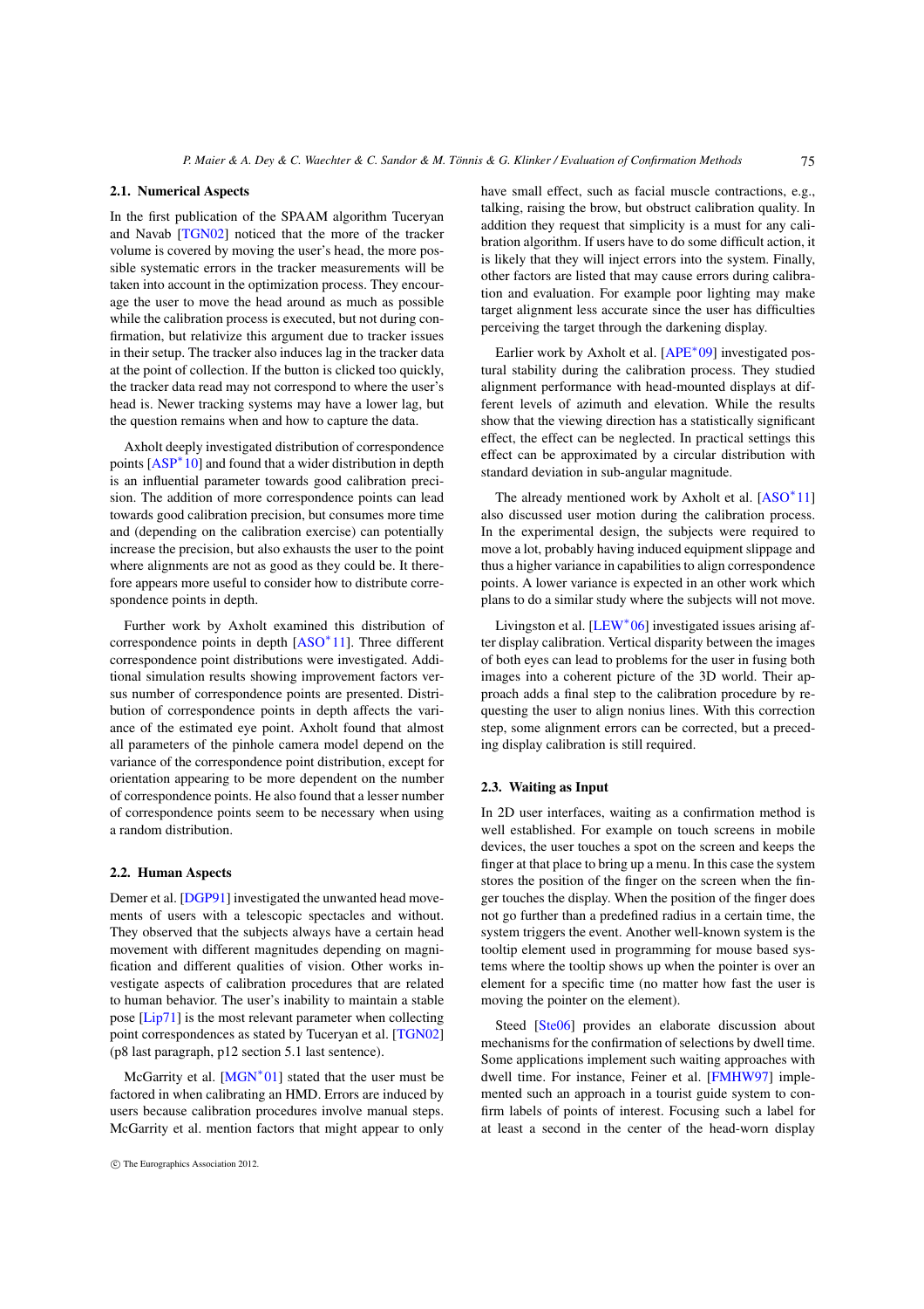### 2.1. Numerical Aspects

In the first publication of the SPAAM algorithm Tuceryan and Navab [TGN02] noticed that the more of the tracker volume is covered by moving the user's head, the more possible systematic errors in the tracker measurements will be taken into account in the optimization process. They encourage the user to move the head around as much as possible while the calibration process is executed, but not during confirmation, but relativize this argument due to tracker issues in their setup. The tracker also induces lag in the tracker data at the point of collection. If the button is clicked too quickly, the tracker data read may not correspond to where the user's head is. Newer tracking systems may have a lower lag, but the question remains when and how to capture the data.

Axholt deeply investigated distribution of correspondence points [ASP*10] and found that a wider distribution in depth is an influential parameter towards good calibration precision. The addition of more correspondence points can lead towards good calibration precision, but consumes more time and (depending on the calibration exercise) can potentially increase the precision, but also exhausts the user to the point where alignments are not as good as they could be. It therefore appears more useful to consider how to distribute correspondence points in depth.

Further work by Axholt examined this distribution of correspondence points in depth [ASO*11]. Three different correspondence point distributions were investigated. Additional simulation results showing improvement factors versus number of correspondence points are presented. Distribution of correspondence points in depth affects the variance of the estimated eye point. Axholt found that almost all parameters of the pinhole camera model depend on the variance of the correspondence point distribution, except for orientation appearing to be more dependent on the number of correspondence points. He also found that a lesser number of correspondence points seem to be necessary when using a random distribution.

### 2.2. Human Aspects

Demer et al. [DGP91] investigated the unwanted head movements of users with a telescopic spectacles and without. They observed that the subjects always have a certain head movement with different magnitudes depending on magnification and different qualities of vision. Other works investigate aspects of calibration procedures that are related to human behavior. The user's inability to maintain a stable pose [Lip71] is the most relevant parameter when collecting point correspondences as stated by Tuceryan et al. [TGN02] (p8 last paragraph, p12 section 5.1 last sentence).

McGarrity et al. [MGN*01] stated that the user must be factored in when calibrating an HMD. Errors are induced by users because calibration procedures involve manual steps. McGarrity et al. mention factors that might appear to only have small effect, such as facial muscle contractions, e.g., talking, raising the brow, but obstruct calibration quality. In addition they request that simplicity is a must for any calibration algorithm. If users have to do some difficult action, it is likely that they will inject errors into the system. Finally, other factors are listed that may cause errors during calibration and evaluation. For example poor lighting may make target alignment less accurate since the user has difficulties perceiving the target through the darkening display.

Earlier work by Axholt et al. [APE*09] investigated postural stability during the calibration process. They studied alignment performance with head-mounted displays at different levels of azimuth and elevation. While the results show that the viewing direction has a statistically significant effect, the effect can be neglected. In practical settings this effect can be approximated by a circular distribution with standard deviation in sub-angular magnitude.

The already mentioned work by Axholt et al. [ASO*11] also discussed user motion during the calibration process. In the experimental design, the subjects were required to move a lot, probably having induced equipment slippage and thus a higher variance in capabilities to align correspondence points. A lower variance is expected in an other work which plans to do a similar study where the subjects will not move.

Livingston et al. [LEW*06] investigated issues arising after display calibration. Vertical disparity between the images of both eyes can lead to problems for the user in fusing both images into a coherent picture of the 3D world. Their approach adds a final step to the calibration procedure by requesting the user to align nonius lines. With this correction step, some alignment errors can be corrected, but a preceding display calibration is still required.

### 2.3. Waiting as Input

In 2D user interfaces, waiting as a confirmation method is well established. For example on touch screens in mobile devices, the user touches a spot on the screen and keeps the finger at that place to bring up a menu. In this case the system stores the position of the finger on the screen when the finger touches the display. When the position of the finger does not go further than a predefined radius in a certain time, the system triggers the event. Another well-known system is the tooltip element used in programming for mouse based systems where the tooltip shows up when the pointer is over an element for a specific time (no matter how fast the user is moving the pointer on the element).

Steed [Ste06] provides an elaborate discussion about mechanisms for the confirmation of selections by dwell time. Some applications implement such waiting approaches with dwell time. For instance, Feiner et al. [FMHW97] implemented such an approach in a tourist guide system to confirm labels of points of interest. Focusing such a label for at least a second in the center of the head-worn display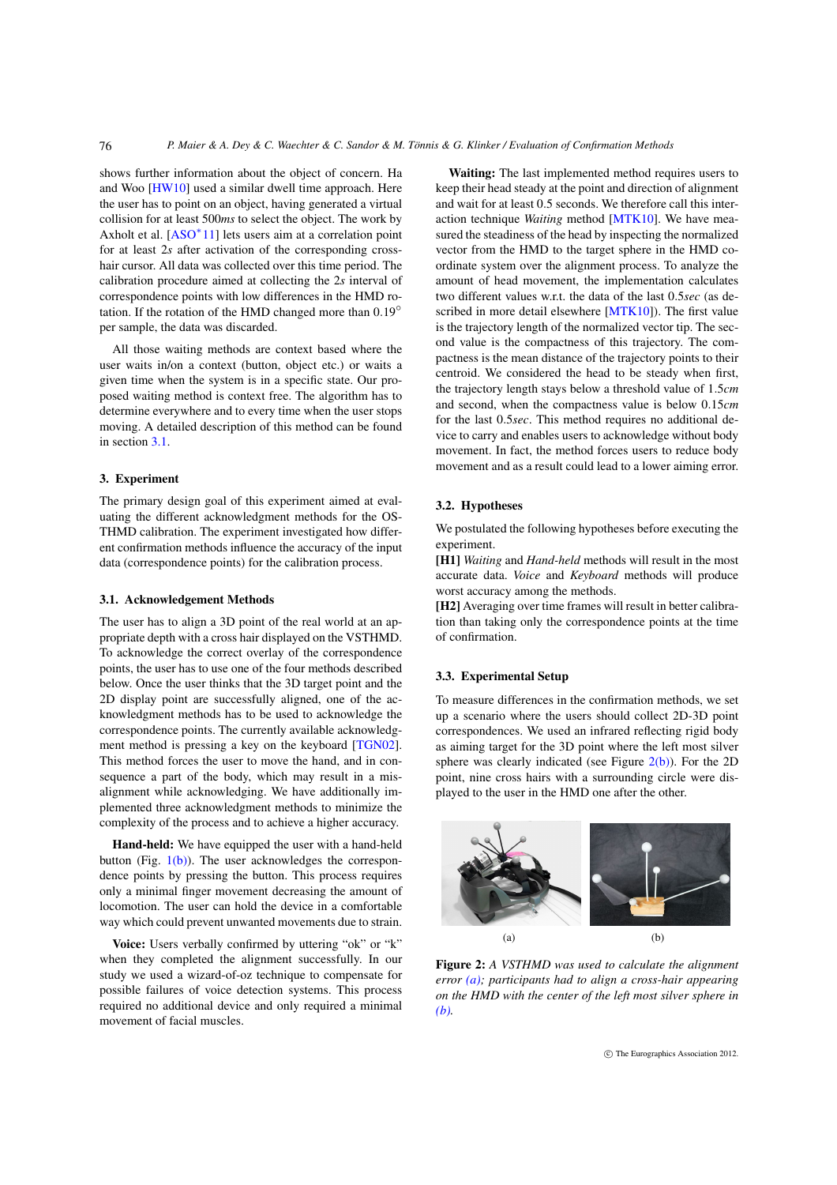shows further information about the object of concern. Ha and Woo [HW10] used a similar dwell time approach. Here the user has to point on an object, having generated a virtual collision for at least 500$ms$ to select the object. The work by Axholt et al. [ASO*11] lets users aim at a correlation point for at least 2$s$ after activation of the corresponding cross-hair cursor. All data was collected over this time period. The calibration procedure aimed at collecting the 2$s$ interval of correspondence points with low differences in the HMD rotation. If the rotation of the HMD changed more than $0.19^{\circ}$ per sample, the data was discarded.

All those waiting methods are context based where the user waits in/on a context (button, object etc.) or waits a given time when the system is in a specific state. Our proposed waiting method is context free. The algorithm has to determine everywhere and to every time when the user stops moving. A detailed description of this method can be found in section 3.1.

## 3. Experiment

The primary design goal of this experiment aimed at evaluating the different acknowledgment methods for the OSTHMD calibration. The experiment investigated how different confirmation methods influence the accuracy of the input data (correspondence points) for the calibration process.

### 3.1. Acknowledgement Methods

The user has to align a 3D point of the real world at an appropriate depth with a cross hair displayed on the VSTHMD. To acknowledge the correct overlay of the correspondence points, the user has to use one of the four methods described below. Once the user thinks that the 3D target point and the 2D display point are successfully aligned, one of the acknowledgment methods has to be used to acknowledge the correspondence points. The currently available acknowledgment method is pressing a key on the keyboard [TGN02]. This method forces the user to move the hand, and in consequence a part of the body, which may result in a misalignment while acknowledging. We have additionally implemented three acknowledgment methods to minimize the complexity of the process and to achieve a higher accuracy.

**Hand-held:** We have equipped the user with a hand-held button (Fig. 1(b)). The user acknowledges the correspondence points by pressing the button. This process requires only a minimal finger movement decreasing the amount of locomotion. The user can hold the device in a comfortable way which could prevent unwanted movements due to strain.

**Voice:** Users verbally confirmed by uttering "ok" or "k" when they completed the alignment successfully. In our study we used a wizard-of-oz technique to compensate for possible failures of voice detection systems. This process required no additional device and only required a minimal movement of facial muscles.

**Waiting:** The last implemented method requires users to keep their head steady at the point and direction of alignment and wait for at least 0.5 seconds. We therefore call this interaction technique *Waiting* method [MTK10]. We have measured the steadiness of the head by inspecting the normalized vector from the HMD to the target sphere in the HMD coordinate system over the alignment process. To analyze the amount of head movement, the implementation calculates two different values w.r.t. the data of the last 0.5$sec$ (as described in more detail elsewhere [MTK10]). The first value is the trajectory length of the normalized vector tip. The second value is the compactness of this trajectory. The compactness is the mean distance of the trajectory points to their centroid. We considered the head to be steady when first, the trajectory length stays below a threshold value of 1.5$cm$ and second, when the compactness value is below 0.15$cm$ for the last 0.5$sec$. This method requires no additional device to carry and enables users to acknowledge without body movement. In fact, the method forces users to reduce body movement and as a result could lead to a lower aiming error.

### 3.2. Hypotheses

We postulated the following hypotheses before executing the experiment.

**[H1]** *Waiting* and *Hand-held* methods will result in the most accurate data. *Voice* and *Keyboard* methods will produce worst accuracy among the methods.

**[H2]** Averaging over time frames will result in better calibration than taking only the correspondence points at the time of confirmation.

### 3.3. Experimental Setup

To measure differences in the confirmation methods, we set up a scenario where the users should collect 2D-3D point correspondences. We used an infrared reflecting rigid body as aiming target for the 3D point where the left most silver sphere was clearly indicated (see Figure 2(b)). For the 2D point, nine cross hairs with a surrounding circle were displayed to the user in the HMD one after the other.

(a) (b)

**Figure 2:** *A VSTHMD was used to calculate the alignment error (a); participants had to align a cross-hair appearing on the HMD with the center of the left most silver sphere in (b).*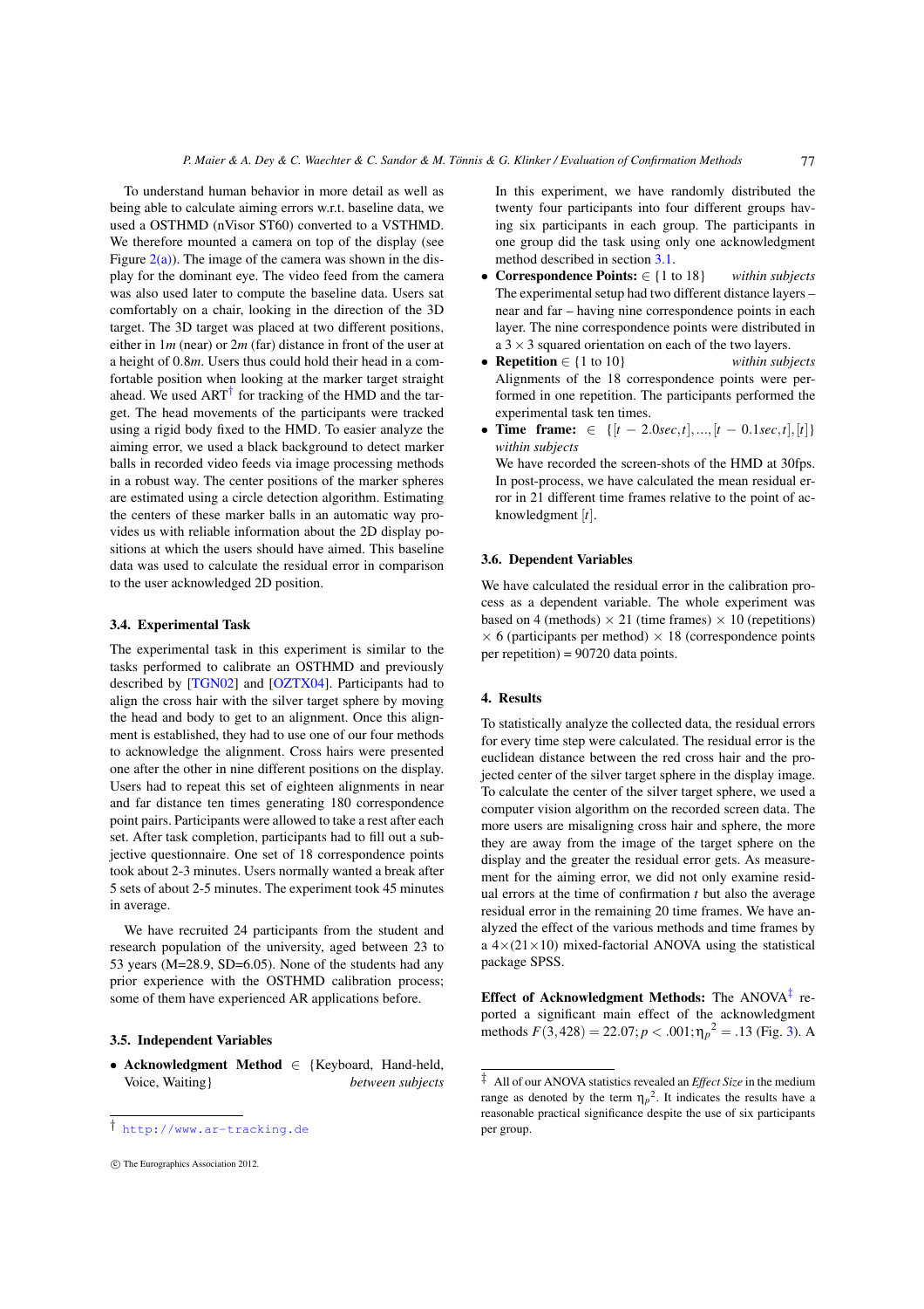To understand human behavior in more detail as well as being able to calculate aiming errors w.r.t. baseline data, we used a OSTHMD (nVisor ST60) converted to a VSTHMD. We therefore mounted a camera on top of the display (see Figure 2(a)). The image of the camera was shown in the display for the dominant eye. The video feed from the camera was also used later to compute the baseline data. Users sat comfortably on a chair, looking in the direction of the 3D target. The 3D target was placed at two different positions, either in $1m$ (near) or $2m$ (far) distance in front of the user at a height of $0.8m$. Users thus could hold their head in a comfortable position when looking at the marker target straight ahead. We used ART[†] for tracking of the HMD and the target. The head movements of the participants were tracked using a rigid body fixed to the HMD. To easier analyze the aiming error, we used a black background to detect marker balls in recorded video feeds via image processing methods in a robust way. The center positions of the marker spheres are estimated using a circle detection algorithm. Estimating the centers of these marker balls in an automatic way provides us with reliable information about the 2D display positions at which the users should have aimed. This baseline data was used to calculate the residual error in comparison to the user acknowledged 2D position.

### 3.4. Experimental Task

The experimental task in this experiment is similar to the tasks performed to calibrate an OSTHMD and previously described by [TGN02] and [OZTX04]. Participants had to align the cross hair with the silver target sphere by moving the head and body to get to an alignment. Once this alignment is established, they had to use one of our four methods to acknowledge the alignment. Cross hairs were presented one after the other in nine different positions on the display. Users had to repeat this set of eighteen alignments in near and far distance ten times generating 180 correspondence point pairs. Participants were allowed to take a rest after each set. After task completion, participants had to fill out a subjective questionnaire. One set of 18 correspondence points took about 2-3 minutes. Users normally wanted a break after 5 sets of about 2-5 minutes. The experiment took 45 minutes in average.

We have recruited 24 participants from the student and research population of the university, aged between 23 to 53 years (M=28.9, SD=6.05). None of the students had any prior experience with the OSTHMD calibration process; some of them have experienced AR applications before.

### 3.5. Independent Variables

- **Acknowledgment Method** $\in$ {Keyboard, Hand-held, Voice, Waiting} *between subjects*

In this experiment, we have randomly distributed the twenty four participants into four different groups having six participants in each group. The participants in one group did the task using only one acknowledgment method described in section 3.1.

- **Correspondence Points:** $\in \{1 \text{ to } 18\}$ *within subjects*
  The experimental setup had two different distance layers – near and far – having nine correspondence points in each layer. The nine correspondence points were distributed in a $3 \times 3$ squared orientation on each of the two layers.
- **Repetition** $\in \{1 \text{ to } 10\}$ *within subjects*
  Alignments of the 18 correspondence points were performed in one repetition. The participants performed the experimental task ten times.
- **Time frame:** $\in \{[t-2.0sec, t], ..., [t-0.1sec, t], [t]\}$ *within subjects*
  We have recorded the screen-shots of the HMD at 30fps. In post-process, we have calculated the mean residual error in 21 different time frames relative to the point of acknowledgment $[t]$.

### 3.6. Dependent Variables

We have calculated the residual error in the calibration process as a dependent variable. The whole experiment was based on 4 (methods) $\times$ 21 (time frames) $\times$ 10 (repetitions) $\times$ 6 (participants per method) $\times$ 18 (correspondence points per repetition) = 90720 data points.

## 4. Results

To statistically analyze the collected data, the residual errors for every time step were calculated. The residual error is the euclidean distance between the red cross hair and the projected center of the silver target sphere in the display image. To calculate the center of the silver target sphere, we used a computer vision algorithm on the recorded screen data. The more users are misaligning cross hair and sphere, the more they are away from the image of the target sphere on the display and the greater the residual error gets. As measurement for the aiming error, we did not only examine residual errors at the time of confirmation $t$ but also the average residual error in the remaining 20 time frames. We have analyzed the effect of the various methods and time frames by a $4\times(21\times10)$ mixed-factorial ANOVA using the statistical package SPSS.

**Effect of Acknowledgment Methods:** The ANOVA[‡] reported a significant main effect of the acknowledgment methods $F(3,428) = 22.07; p < .001; \eta_p^2 = .13$ (Fig. 3). A

[†] http://www.ar-tracking.de

[‡] All of our ANOVA statistics revealed an *Effect Size* in the medium range as denoted by the term $\eta_p^2$. It indicates the results have a reasonable practical significance despite the use of six participants per group.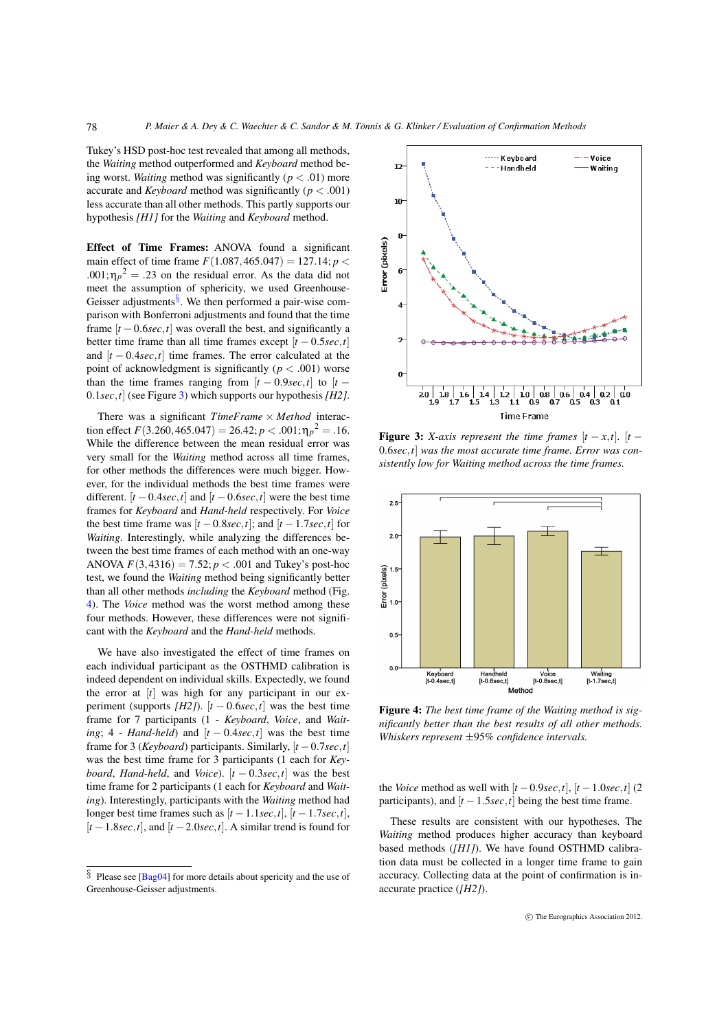Tukey's HSD post-hoc test revealed that among all methods, the *Waiting* method outperformed and *Keyboard* method being worst. *Waiting* method was significantly ($p < .01$) more accurate and *Keyboard* method was significantly ($p < .001$) less accurate than all other methods. This partly supports our hypothesis *[H1]* for the *Waiting* and *Keyboard* method.

**Effect of Time Frames:** ANOVA found a significant main effect of time frame $F(1.087, 465.047) = 127.14; p < .001; \eta_p{}^2 = .23$ on the residual error. As the data did not meet the assumption of sphericity, we used Greenhouse-Geisser adjustments[§]. We then performed a pair-wise comparison with Bonferroni adjustments and found that the time frame $[t - 0.6sec, t]$ was overall the best, and significantly a better time frame than all time frames except $[t - 0.5sec, t]$ and $[t - 0.4sec, t]$ time frames. The error calculated at the point of acknowledgment is significantly ($p < .001$) worse than the time frames ranging from $[t - 0.9sec, t]$ to $[t - 0.1sec, t]$ (see Figure 3) which supports our hypothesis *[H2]*.

There was a significant $TimeFrame \times Method$ interaction effect $F(3.260, 465.047) = 26.42; p < .001; \eta_p{}^2 = .16$. While the difference between the mean residual error was very small for the *Waiting* method across all time frames, for other methods the differences were much bigger. However, for the individual methods the best time frames were different. $[t - 0.4sec, t]$ and $[t - 0.6sec, t]$ were the best time frames for *Keyboard* and *Hand-held* respectively. For *Voice* the best time frame was $[t - 0.8sec, t]$; and $[t - 1.7sec, t]$ for *Waiting*. Interestingly, while analyzing the differences between the best time frames of each method with an one-way ANOVA $F(3, 4316) = 7.52; p < .001$ and Tukey's post-hoc test, we found the *Waiting* method being significantly better than all other methods *including* the *Keyboard* method (Fig. 4). The *Voice* method was the worst method among these four methods. However, these differences were not significant with the *Keyboard* and the *Hand-held* methods.

We have also investigated the effect of time frames on each individual participant as the OSTHMD calibration is indeed dependent on individual skills. Expectedly, we found the error at $[t]$ was high for any participant in our experiment (supports *[H2]*). $[t - 0.6sec, t]$ was the best time frame for 7 participants (1 - *Keyboard*, *Voice*, and *Waiting*; 4 - *Hand-held*) and $[t - 0.4sec, t]$ was the best time frame for 3 (*Keyboard*) participants. Similarly, $[t - 0.7sec, t]$ was the best time frame for 3 participants (1 each for *Keyboard*, *Hand-held*, and *Voice*). $[t - 0.3sec, t]$ was the best time frame for 2 participants (1 each for *Keyboard* and *Waiting*). Interestingly, participants with the *Waiting* method had longer best time frames such as $[t - 1.1sec, t]$, $[t - 1.7sec, t]$, $[t - 1.8sec, t]$, and $[t - 2.0sec, t]$. A similar trend is found for the *Voice* method as well with $[t - 0.9sec, t]$, $[t - 1.0sec, t]$ (2 participants), and $[t - 1.5sec, t]$ being the best time frame.

These results are consistent with our hypotheses. The *Waiting* method produces higher accuracy than keyboard based methods (*[H1]*). We have found OSTHMD calibration data must be collected in a longer time frame to gain accuracy. Collecting data at the point of confirmation is inaccurate practice (*[H2]*).

**Figure 3:** *X-axis represent the time frames* $[t - x, t]$. $[t - 0.6sec, t]$ *was the most accurate time frame. Error was consistently low for Waiting method across the time frames.*

**Figure 4:** *The best time frame of the Waiting method is significantly better than the best results of all other methods. Whiskers represent ±95% confidence intervals.*

[§] Please see [Bag04] for more details about spericity and the use of Greenhouse-Geisser adjustments.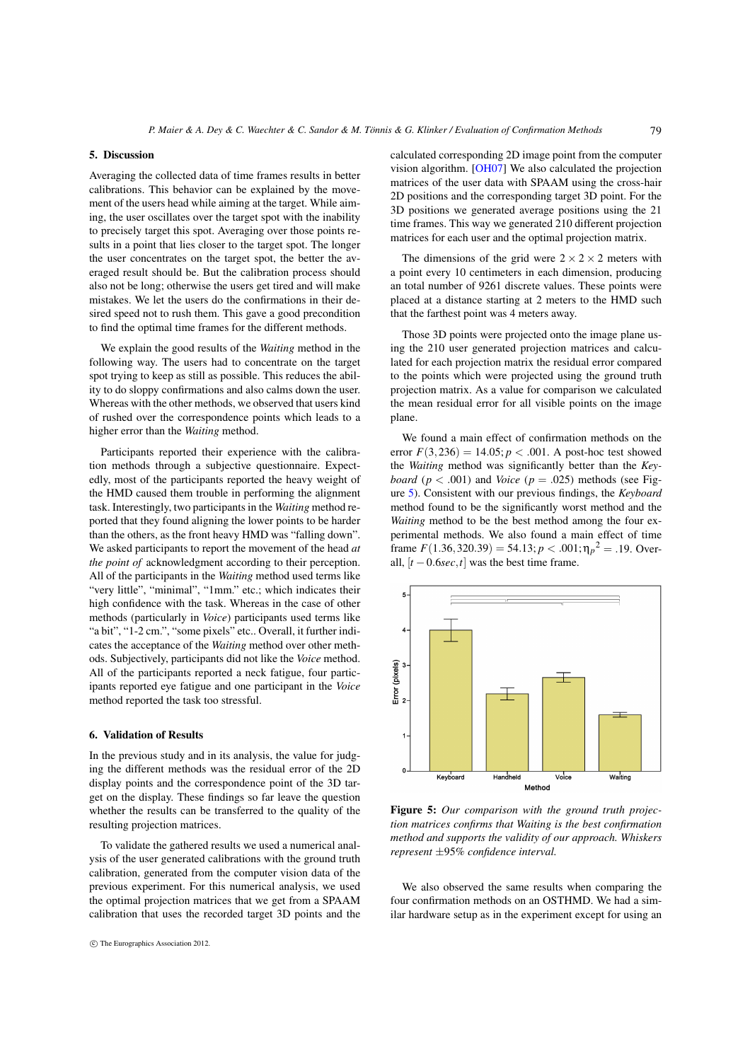## 5. Discussion

Averaging the collected data of time frames results in better calibrations. This behavior can be explained by the movement of the users head while aiming at the target. While aiming, the user oscillates over the target spot with the inability to precisely target this spot. Averaging over those points results in a point that lies closer to the target spot. The longer the user concentrates on the target spot, the better the averaged result should be. But the calibration process should also not be long; otherwise the users get tired and will make mistakes. We let the users do the confirmations in their desired speed not to rush them. This gave a good precondition to find the optimal time frames for the different methods.

We explain the good results of the *Waiting* method in the following way. The users had to concentrate on the target spot trying to keep as still as possible. This reduces the ability to do sloppy confirmations and also calms down the user. Whereas with the other methods, we observed that users kind of rushed over the correspondence points which leads to a higher error than the *Waiting* method.

Participants reported their experience with the calibration methods through a subjective questionnaire. Expectedly, most of the participants reported the heavy weight of the HMD caused them trouble in performing the alignment task. Interestingly, two participants in the *Waiting* method reported that they found aligning the lower points to be harder than the others, as the front heavy HMD was "falling down". We asked participants to report the movement of the head *at the point of* acknowledgment according to their perception. All of the participants in the *Waiting* method used terms like "very little", "minimal", "1mm." etc.; which indicates their high confidence with the task. Whereas in the case of other methods (particularly in *Voice*) participants used terms like "a bit", "1-2 cm.", "some pixels" etc.. Overall, it further indicates the acceptance of the *Waiting* method over other methods. Subjectively, participants did not like the *Voice* method. All of the participants reported a neck fatigue, four participants reported eye fatigue and one participant in the *Voice* method reported the task too stressful.

## 6. Validation of Results

In the previous study and in its analysis, the value for judging the different methods was the residual error of the 2D display points and the correspondence point of the 3D target on the display. These findings so far leave the question whether the results can be transferred to the quality of the resulting projection matrices.

To validate the gathered results we used a numerical analysis of the user generated calibrations with the ground truth calibration, generated from the computer vision data of the previous experiment. For this numerical analysis, we used the optimal projection matrices that we get from a SPAAM calibration that uses the recorded target 3D points and the calculated corresponding 2D image point from the computer vision algorithm. [OH07] We also calculated the projection matrices of the user data with SPAAM using the cross-hair 2D positions and the corresponding target 3D point. For the 3D positions we generated average positions using the 21 time frames. This way we generated 210 different projection matrices for each user and the optimal projection matrix.

The dimensions of the grid were $2 \times 2 \times 2$ meters with a point every 10 centimeters in each dimension, producing an total number of 9261 discrete values. These points were placed at a distance starting at 2 meters to the HMD such that the farthest point was 4 meters away.

Those 3D points were projected onto the image plane using the 210 user generated projection matrices and calculated for each projection matrix the residual error compared to the points which were projected using the ground truth projection matrix. As a value for comparison we calculated the mean residual error for all visible points on the image plane.

We found a main effect of confirmation methods on the error $F(3,236) = 14.05; p < .001$. A post-hoc test showed the *Waiting* method was significantly better than the *Keyboard* ($p < .001$) and *Voice* ($p = .025$) methods (see Figure 5). Consistent with our previous findings, the *Keyboard* method found to be the significantly worst method and the *Waiting* method to be the best method among the four experimental methods. We also found a main effect of time frame $F(1.36, 320.39) = 54.13; p < .001; \eta_p{}^2 = .19$. Overall, $[t - 0.6sec, t]$ was the best time frame.

**Figure 5:** *Our comparison with the ground truth projection matrices confirms that Waiting is the best confirmation method and supports the validity of our approach. Whiskers represent ±95% confidence interval.*

We also observed the same results when comparing the four confirmation methods on an OSTHMD. We had a similar hardware setup as in the experiment except for using an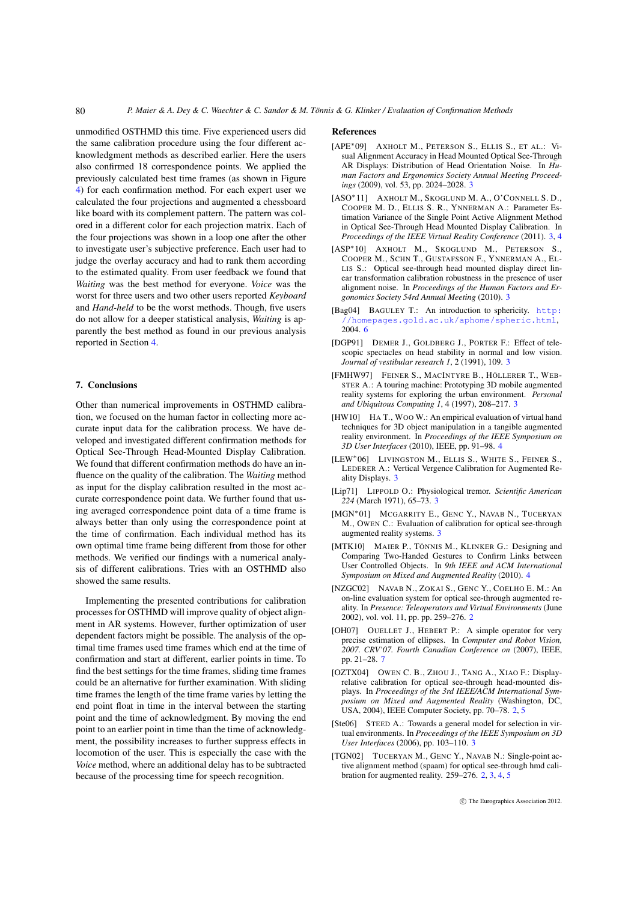unmodified OSTHMD this time. Five experienced users did the same calibration procedure using the four different acknowledgment methods as described earlier. Here the users also confirmed 18 correspondence points. We applied the previously calculated best time frames (as shown in Figure 4) for each confirmation method. For each expert user we calculated the four projections and augmented a chessboard like board with its complement pattern. The pattern was colored in a different color for each projection matrix. Each of the four projections was shown in a loop one after the other to investigate user's subjective preference. Each user had to judge the overlay accuracy and had to rank them according to the estimated quality. From user feedback we found that *Waiting* was the best method for everyone. *Voice* was the worst for three users and two other users reported *Keyboard* and *Hand-held* to be the worst methods. Though, five users do not allow for a deeper statistical analysis, *Waiting* is apparently the best method as found in our previous analysis reported in Section 4.

## 7. Conclusions

Other than numerical improvements in OSTHMD calibration, we focused on the human factor in collecting more accurate input data for the calibration process. We have developed and investigated different confirmation methods for Optical See-Through Head-Mounted Display Calibration. We found that different confirmation methods do have an influence on the quality of the calibration. The *Waiting* method as input for the display calibration resulted in the most accurate correspondence point data. We further found that using averaged correspondence point data of a time frame is always better than only using the correspondence point at the time of confirmation. Each individual method has its own optimal time frame being different from those for other methods. We verified our findings with a numerical analysis of different calibrations. Tries with an OSTHMD also showed the same results.

Implementing the presented contributions for calibration processes for OSTHMD will improve quality of object alignment in AR systems. However, further optimization of user dependent factors might be possible. The analysis of the optimal time frames used time frames which end at the time of confirmation and start at different, earlier points in time. To find the best settings for the time frames, sliding time frames could be an alternative for further examination. With sliding time frames the length of the time frame varies by letting the end point float in time in the interval between the starting point and the time of acknowledgment. By moving the end point to an earlier point in time than the time of acknowledgment, the possibility increases to further suppress effects in locomotion of the user. This is especially the case with the *Voice* method, where an additional delay has to be subtracted because of the processing time for speech recognition.

## References

[APE*09] Axholt M., Peterson S., Ellis S., et al.: Visual Alignment Accuracy in Head Mounted Optical See-Through AR Displays: Distribution of Head Orientation Noise. In *Human Factors and Ergonomics Society Annual Meeting Proceedings* (2009), vol. 53, pp. 2024–2028. 3

[ASO*11] Axholt M., Skoglund M. A., O'Connell S. D., Cooper M. D., Ellis S. R., Ynnerman A.: Parameter Estimation Variance of the Single Point Active Alignment Method in Optical See-Through Head Mounted Display Calibration. In *Proceedings of the IEEE Virtual Reality Conference* (2011). 3, 4

[ASP*10] Axholt M., Skoglund M., Peterson S., Cooper M., Schn T., Gustafsson F., Ynnerman A., Ellis S.: Optical see-through head mounted display direct linear transformation calibration robustness in the presence of user alignment noise. In *Proceedings of the Human Factors and Ergonomics Society 54rd Annual Meeting* (2010). 3

[Bag04] Baguley T.: An introduction to sphericity. http://homepages.gold.ac.uk/aphome/spheric.html, 2004. 6

[DGP91] Demer J., Goldberg J., Porter F.: Effect of telescopic spectacles on head stability in normal and low vision. *Journal of vestibular research 1*, 2 (1991), 109. 3

[FMHW97] Feiner S., MacIntyre B., Höllerer T., Webster A.: A touring machine: Prototyping 3D mobile augmented reality systems for exploring the urban environment. *Personal and Ubiquitous Computing 1*, 4 (1997), 208–217. 3

[HW10] Ha T., Woo W.: An empirical evaluation of virtual hand techniques for 3D object manipulation in a tangible augmented reality environment. In *Proceedings of the IEEE Symposium on 3D User Interfaces* (2010), IEEE, pp. 91–98. 4

[LEW*06] Livingston M., Ellis S., White S., Feiner S., Lederer A.: Vertical Vergence Calibration for Augmented Reality Displays. 3

[Lip71] Lippold O.: Physiological tremor. *Scientific American 224* (March 1971), 65–73. 3

[MGN*01] McGarrity E., Genc Y., Navab N., Tuceryan M., Owen C.: Evaluation of calibration for optical see-through augmented reality systems. 3

[MTK10] Maier P., Tönnis M., Klinker G.: Designing and Comparing Two-Handed Gestures to Confirm Links between User Controlled Objects. In *9th IEEE and ACM International Symposium on Mixed and Augmented Reality* (2010). 4

[NZGC02] Navab N., Zokai S., Genc Y., Coelho E. M.: An on-line evaluation system for optical see-through augmented reality. In *Presence: Teleoperators and Virtual Environments* (June 2002), vol. vol. 11, pp. pp. 259–276. 2

[OH07] Ouellet J., Hebert P.: A simple operator for very precise estimation of ellipses. In *Computer and Robot Vision, 2007. CRV'07. Fourth Canadian Conference on* (2007), IEEE, pp. 21–28. 7

[OZTX04] Owen C. B., Zhou J., Tang A., Xiao F.: Display-relative calibration for optical see-through head-mounted displays. In *Proceedings of the 3rd IEEE/ACM International Symposium on Mixed and Augmented Reality* (Washington, DC, USA, 2004), IEEE Computer Society, pp. 70–78. 2, 5

[Ste06] Steed A.: Towards a general model for selection in virtual environments. In *Proceedings of the IEEE Symposium on 3D User Interfaces* (2006), pp. 103–110. 3

[TGN02] Tuceryan M., Genc Y., Navab N.: Single-point active alignment method (spaam) for optical see-through hmd calibration for augmented reality. 259–276. 2, 3, 4, 5